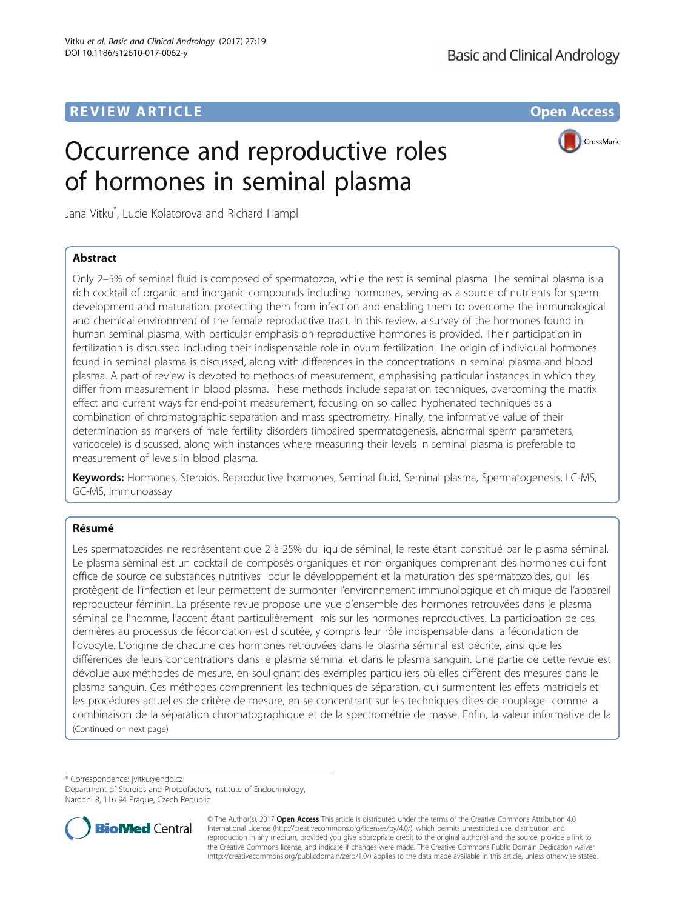REVIEW ARTICLE

Open Access

# Occurrence and reproductive roles of hormones in seminal plasma

Jana Vitku*, Lucie Kolatorova and Richard Hampl

## Abstract

Only 2–5% of seminal fluid is composed of spermatozoa, while the rest is seminal plasma. The seminal plasma is a rich cocktail of organic and inorganic compounds including hormones, serving as a source of nutrients for sperm development and maturation, protecting them from infection and enabling them to overcome the immunological and chemical environment of the female reproductive tract. In this review, a survey of the hormones found in human seminal plasma, with particular emphasis on reproductive hormones is provided. Their participation in fertilization is discussed including their indispensable role in ovum fertilization. The origin of individual hormones found in seminal plasma is discussed, along with differences in the concentrations in seminal plasma and blood plasma. A part of review is devoted to methods of measurement, emphasising particular instances in which they differ from measurement in blood plasma. These methods include separation techniques, overcoming the matrix effect and current ways for end-point measurement, focusing on so called hyphenated techniques as a combination of chromatographic separation and mass spectrometry. Finally, the informative value of their determination as markers of male fertility disorders (impaired spermatogenesis, abnormal sperm parameters, varicocele) is discussed, along with instances where measuring their levels in seminal plasma is preferable to measurement of levels in blood plasma.

**Keywords:** Hormones, Steroids, Reproductive hormones, Seminal fluid, Seminal plasma, Spermatogenesis, LC-MS, GC-MS, Immunoassay

## Résumé

Les spermatozoïdes ne représentent que 2 à 25% du liquide séminal, le reste étant constitué par le plasma séminal. Le plasma séminal est un cocktail de composés organiques et non organiques comprenant des hormones qui font office de source de substances nutritives pour le développement et la maturation des spermatozoïdes, qui les protègent de l'infection et leur permettent de surmonter l'environnement immunologique et chimique de l'appareil reproducteur féminin. La présente revue propose une vue d'ensemble des hormones retrouvées dans le plasma séminal de l'homme, l'accent étant particulièrement mis sur les hormones reproductives. La participation de ces dernières au processus de fécondation est discutée, y compris leur rôle indispensable dans la fécondation de l'ovocyte. L'origine de chacune des hormones retrouvées dans le plasma séminal est décrite, ainsi que les différences de leurs concentrations dans le plasma séminal et dans le plasma sanguin. Une partie de cette revue est dévolue aux méthodes de mesure, en soulignant des exemples particuliers où elles diffèrent des mesures dans le plasma sanguin. Ces méthodes comprennent les techniques de séparation, qui surmontent les effets matriciels et les procédures actuelles de critère de mesure, en se concentrant sur les techniques dites de couplage comme la combinaison de la séparation chromatographique et de la spectrométrie de masse. Enfin, la valeur informative de la (Continued on next page)

* Correspondence: jvitku@endo.cz
Department of Steroids and Proteofactors, Institute of Endocrinology, Narodni 8, 116 94 Prague, Czech Republic

© The Author(s). 2017 **Open Access** This article is distributed under the terms of the Creative Commons Attribution 4.0 International License (http://creativecommons.org/licenses/by/4.0/), which permits unrestricted use, distribution, and reproduction in any medium, provided you give appropriate credit to the original author(s) and the source, provide a link to the Creative Commons license, and indicate if changes were made. The Creative Commons Public Domain Dedication waiver (http://creativecommons.org/publicdomain/zero/1.0/) applies to the data made available in this article, unless otherwise stated.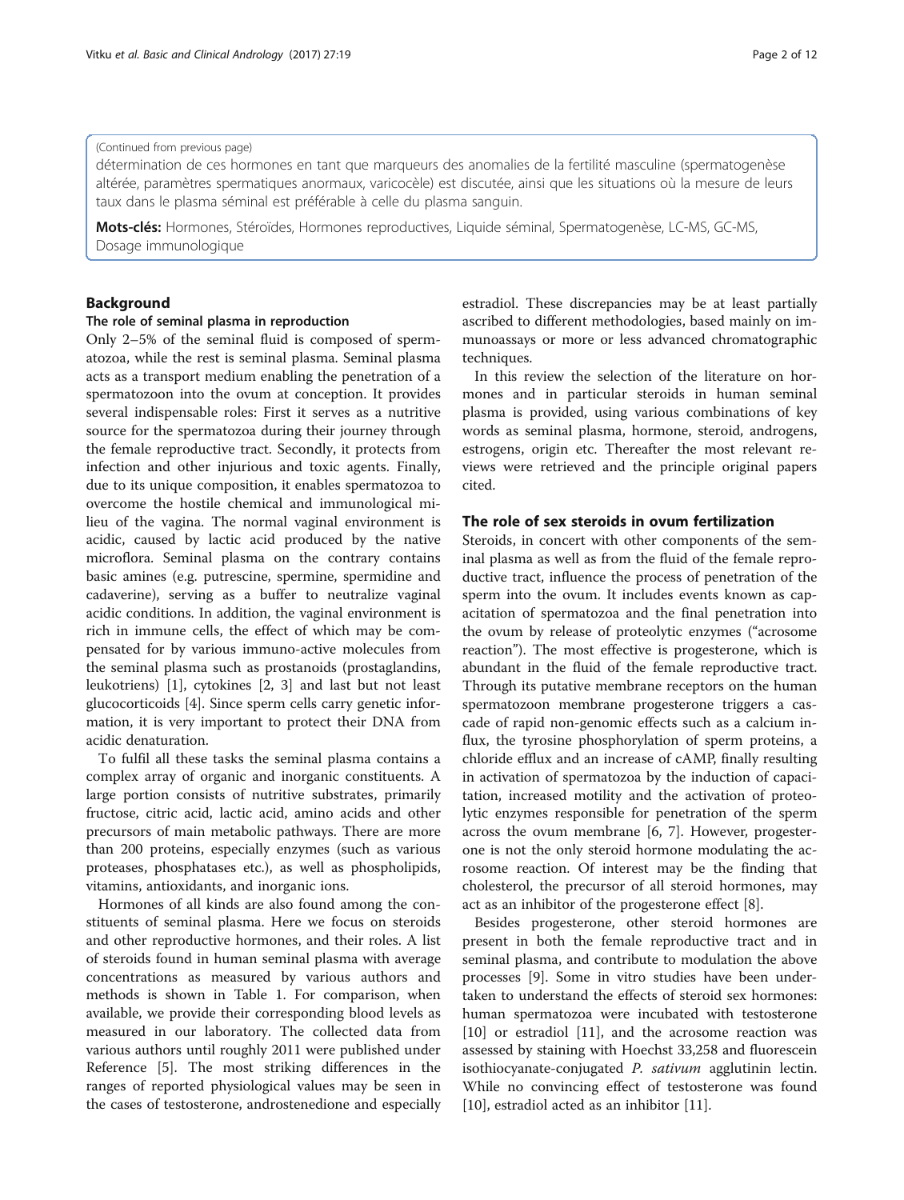(Continued from previous page)

détermination de ces hormones en tant que marqueurs des anomalies de la fertilité masculine (spermatogenèse altérée, paramètres spermatiques anormaux, varicocèle) est discutée, ainsi que les situations où la mesure de leurs taux dans le plasma séminal est préférable à celle du plasma sanguin.

**Mots-clés:** Hormones, Stéroïdes, Hormones reproductives, Liquide séminal, Spermatogenèse, LC-MS, GC-MS, Dosage immunologique

## Background

### The role of seminal plasma in reproduction

Only 2–5% of the seminal fluid is composed of spermatozoa, while the rest is seminal plasma. Seminal plasma acts as a transport medium enabling the penetration of a spermatozoon into the ovum at conception. It provides several indispensable roles: First it serves as a nutritive source for the spermatozoa during their journey through the female reproductive tract. Secondly, it protects from infection and other injurious and toxic agents. Finally, due to its unique composition, it enables spermatozoa to overcome the hostile chemical and immunological milieu of the vagina. The normal vaginal environment is acidic, caused by lactic acid produced by the native microflora. Seminal plasma on the contrary contains basic amines (e.g. putrescine, spermine, spermidine and cadaverine), serving as a buffer to neutralize vaginal acidic conditions. In addition, the vaginal environment is rich in immune cells, the effect of which may be compensated for by various immuno-active molecules from the seminal plasma such as prostanoids (prostaglandins, leukotriens) [1], cytokines [2, 3] and last but not least glucocorticoids [4]. Since sperm cells carry genetic information, it is very important to protect their DNA from acidic denaturation.

To fulfil all these tasks the seminal plasma contains a complex array of organic and inorganic constituents. A large portion consists of nutritive substrates, primarily fructose, citric acid, lactic acid, amino acids and other precursors of main metabolic pathways. There are more than 200 proteins, especially enzymes (such as various proteases, phosphatases etc.), as well as phospholipids, vitamins, antioxidants, and inorganic ions.

Hormones of all kinds are also found among the constituents of seminal plasma. Here we focus on steroids and other reproductive hormones, and their roles. A list of steroids found in human seminal plasma with average concentrations as measured by various authors and methods is shown in Table 1. For comparison, when available, we provide their corresponding blood levels as measured in our laboratory. The collected data from various authors until roughly 2011 were published under Reference [5]. The most striking differences in the ranges of reported physiological values may be seen in the cases of testosterone, androstenedione and especially estradiol. These discrepancies may be at least partially ascribed to different methodologies, based mainly on immunoassays or more or less advanced chromatographic techniques.

In this review the selection of the literature on hormones and in particular steroids in human seminal plasma is provided, using various combinations of key words as seminal plasma, hormone, steroid, androgens, estrogens, origin etc. Thereafter the most relevant reviews were retrieved and the principle original papers cited.

## The role of sex steroids in ovum fertilization

Steroids, in concert with other components of the seminal plasma as well as from the fluid of the female reproductive tract, influence the process of penetration of the sperm into the ovum. It includes events known as capacitation of spermatozoa and the final penetration into the ovum by release of proteolytic enzymes ("acrosome reaction"). The most effective is progesterone, which is abundant in the fluid of the female reproductive tract. Through its putative membrane receptors on the human spermatozoon membrane progesterone triggers a cascade of rapid non-genomic effects such as a calcium influx, the tyrosine phosphorylation of sperm proteins, a chloride efflux and an increase of cAMP, finally resulting in activation of spermatozoa by the induction of capacitation, increased motility and the activation of proteolytic enzymes responsible for penetration of the sperm across the ovum membrane [6, 7]. However, progesterone is not the only steroid hormone modulating the acrosome reaction. Of interest may be the finding that cholesterol, the precursor of all steroid hormones, may act as an inhibitor of the progesterone effect [8].

Besides progesterone, other steroid hormones are present in both the female reproductive tract and in seminal plasma, and contribute to modulation the above processes [9]. Some in vitro studies have been undertaken to understand the effects of steroid sex hormones: human spermatozoa were incubated with testosterone [10] or estradiol [11], and the acrosome reaction was assessed by staining with Hoechst 33,258 and fluorescein isothiocyanate-conjugated *P. sativum* agglutinin lectin. While no convincing effect of testosterone was found [10], estradiol acted as an inhibitor [11].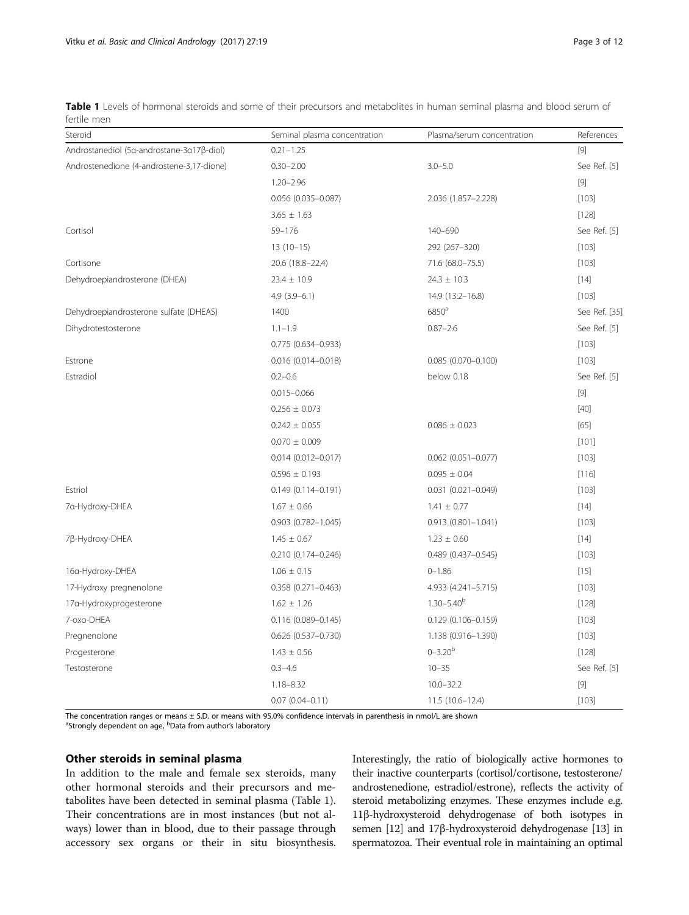**Table 1** Levels of hormonal steroids and some of their precursors and metabolites in human seminal plasma and blood serum of fertile men

| Steroid | Seminal plasma concentration | Plasma/serum concentration | References |
| --- | --- | --- | --- |
| Androstanediol (5α-androstane-3α17β-diol) | 0.21–1.25 | | [9] |
| Androstenedione (4-androstene-3,17-dione) | 0.30–2.00 | 3.0–5.0 | See Ref. [5] |
| | 1.20–2.96 | | [9] |
| | 0.056 (0.035–0.087) | 2.036 (1.857–2.228) | [103] |
| | 3.65 ± 1.63 | | [128] |
| Cortisol | 59–176 | 140–690 | See Ref. [5] |
| | 13 (10–15) | 292 (267–320) | [103] |
| Cortisone | 20.6 (18.8–22.4) | 71.6 (68.0–75.5) | [103] |
| Dehydroepiandrosterone (DHEA) | 23.4 ± 10.9 | 24.3 ± 10.3 | [14] |
| | 4.9 (3.9–6.1) | 14.9 (13.2–16.8) | [103] |
| Dehydroepiandrosterone sulfate (DHEAS) | 1400 | 6850[a] | See Ref. [35] |
| Dihydrotestosterone | 1.1–1.9 | 0.87–2.6 | See Ref. [5] |
| | 0.775 (0.634–0.933) | | [103] |
| Estrone | 0.016 (0.014–0.018) | 0.085 (0.070–0.100) | [103] |
| Estradiol | 0.2–0.6 | below 0.18 | See Ref. [5] |
| | 0.015–0.066 | | [9] |
| | 0.256 ± 0.073 | | [40] |
| | 0.242 ± 0.055 | 0.086 ± 0.023 | [65] |
| | 0.070 ± 0.009 | | [101] |
| | 0.014 (0.012–0.017) | 0.062 (0.051–0.077) | [103] |
| | 0.596 ± 0.193 | 0.095 ± 0.04 | [116] |
| Estriol | 0.149 (0.114–0.191) | 0.031 (0.021–0.049) | [103] |
| 7α-Hydroxy-DHEA | 1.67 ± 0.66 | 1.41 ± 0.77 | [14] |
| | 0.903 (0.782–1.045) | 0.913 (0.801–1.041) | [103] |
| 7β-Hydroxy-DHEA | 1.45 ± 0.67 | 1.23 ± 0.60 | [14] |
| | 0.210 (0.174–0.246) | 0.489 (0.437–0.545) | [103] |
| 16α-Hydroxy-DHEA | 1.06 ± 0.15 | 0–1.86 | [15] |
| 17-Hydroxy pregnenolone | 0.358 (0.271–0.463) | 4.933 (4.241–5.715) | [103] |
| 17α-Hydroxyprogesterone | 1.62 ± 1.26 | 1.30–5.40[b] | [128] |
| 7-oxo-DHEA | 0.116 (0.089–0.145) | 0.129 (0.106–0.159) | [103] |
| Pregnenolone | 0.626 (0.537–0.730) | 1.138 (0.916–1.390) | [103] |
| Progesterone | 1.43 ± 0.56 | 0–3.20[b] | [128] |
| Testosterone | 0.3–4.6 | 10–35 | See Ref. [5] |
| | 1.18–8.32 | 10.0–32.2 | [9] |
| | 0.07 (0.04–0.11) | 11.5 (10.6–12.4) | [103] |

The concentration ranges or means ± S.D. or means with 95.0% confidence intervals in parenthesis in nmol/L are shown
[a]Strongly dependent on age, [b]Data from author's laboratory

## Other steroids in seminal plasma

In addition to the male and female sex steroids, many other hormonal steroids and their precursors and metabolites have been detected in seminal plasma (Table 1). Their concentrations are in most instances (but not always) lower than in blood, due to their passage through accessory sex organs or their in situ biosynthesis. Interestingly, the ratio of biologically active hormones to their inactive counterparts (cortisol/cortisone, testosterone/androstenedione, estradiol/estrone), reflects the activity of steroid metabolizing enzymes. These enzymes include e.g. 11β-hydroxysteroid dehydrogenase of both isotypes in semen [12] and 17β-hydroxysteroid dehydrogenase [13] in spermatozoa. Their eventual role in maintaining an optimal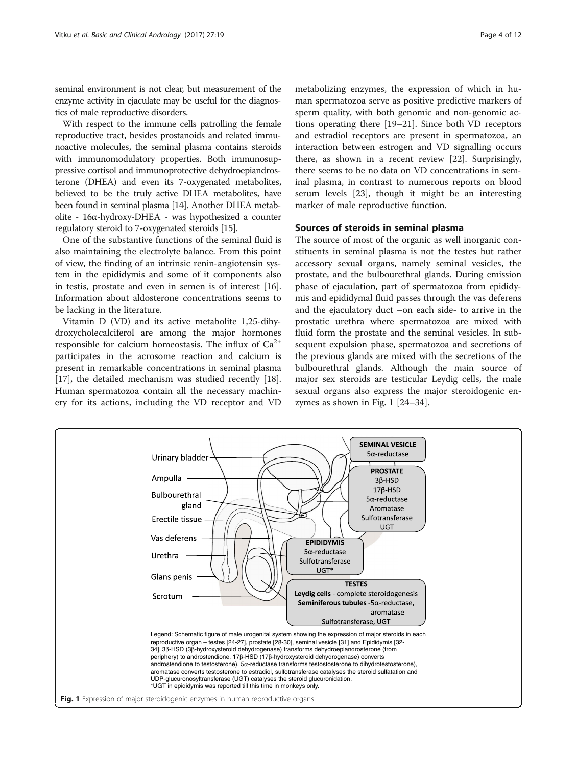seminal environment is not clear, but measurement of the enzyme activity in ejaculate may be useful for the diagnostics of male reproductive disorders.

With respect to the immune cells patrolling the female reproductive tract, besides prostanoids and related immunoactive molecules, the seminal plasma contains steroids with immunomodulatory properties. Both immunosuppressive cortisol and immunoprotective dehydroepiandrosterone (DHEA) and even its 7-oxygenated metabolites, believed to be the truly active DHEA metabolites, have been found in seminal plasma [14]. Another DHEA metabolite - 16α-hydroxy-DHEA - was hypothesized a counter regulatory steroid to 7-oxygenated steroids [15].

One of the substantive functions of the seminal fluid is also maintaining the electrolyte balance. From this point of view, the finding of an intrinsic renin-angiotensin system in the epididymis and some of it components also in testis, prostate and even in semen is of interest [16]. Information about aldosterone concentrations seems to be lacking in the literature.

Vitamin D (VD) and its active metabolite 1,25-dihydroxycholecalciferol are among the major hormones responsible for calcium homeostasis. The influx of $Ca^{2+}$ participates in the acrosome reaction and calcium is present in remarkable concentrations in seminal plasma [17], the detailed mechanism was studied recently [18]. Human spermatozoa contain all the necessary machinery for its actions, including the VD receptor and VD metabolizing enzymes, the expression of which in human spermatozoa serve as positive predictive markers of sperm quality, with both genomic and non-genomic actions operating there [19–21]. Since both VD receptors and estradiol receptors are present in spermatozoa, an interaction between estrogen and VD signalling occurs there, as shown in a recent review [22]. Surprisingly, there seems to be no data on VD concentrations in seminal plasma, in contrast to numerous reports on blood serum levels [23], though it might be an interesting marker of male reproductive function.

## Sources of steroids in seminal plasma

The source of most of the organic as well inorganic constituents in seminal plasma is not the testes but rather accessory sexual organs, namely seminal vesicles, the prostate, and the bulbourethral glands. During emission phase of ejaculation, part of spermatozoa from epididymis and epididymal fluid passes through the vas deferens and the ejaculatory duct –on each side- to arrive in the prostatic urethra where spermatozoa are mixed with fluid form the prostate and the seminal vesicles. In subsequent expulsion phase, spermatozoa and secretions of the previous glands are mixed with the secretions of the bulbourethral glands. Although the main source of major sex steroids are testicular Leydig cells, the male sexual organs also express the major steroidogenic enzymes as shown in Fig. 1 [24–34].

Urinary bladder, Ampulla, Bulbourethral gland, Erectile tissue, Vas deferens, Urethra, Glans penis, Scrotum

**SEMINAL VESICLE**
5α-reductase

**PROSTATE**
3β-HSD
17β-HSD
5α-reductase
Aromatase
Sulfotransferase
UGT

**EPIDIDYMIS**
5α-reductase
Sulfotransferase
UGT*

**TESTES**
**Leydig cells** - complete steroidogenesis
**Seminiferous tubules** -5α-reductase, aromatase
Sulfotransferase, UGT

Legend: Schematic figure of male urogenital system showing the expression of major steroids in each reproductive organ – testes [24-27], prostate [28-30], seminal vesicle [31] and Epididymis [32-34]. 3β-HSD (3β-hydroxysteroid dehydrogenase) transforms dehydroepiandrosterone (from periphery) to androstendione, 17β-HSD (17β-hydroxysteroid dehydrogenase) converts androstendione to testosterone), 5α-reductase transforms testostosterone to dihydrotestosterone), aromatase converts testosterone to estradiol, sulfotransferase catalyses the steroid sulfatation and UDP-glucuronosyltransferase (UGT) catalyses the steroid glucuronidation.
*UGT in epididymis was reported till this time in monkeys only.

**Fig. 1** Expression of major steroidogenic enzymes in human reproductive organs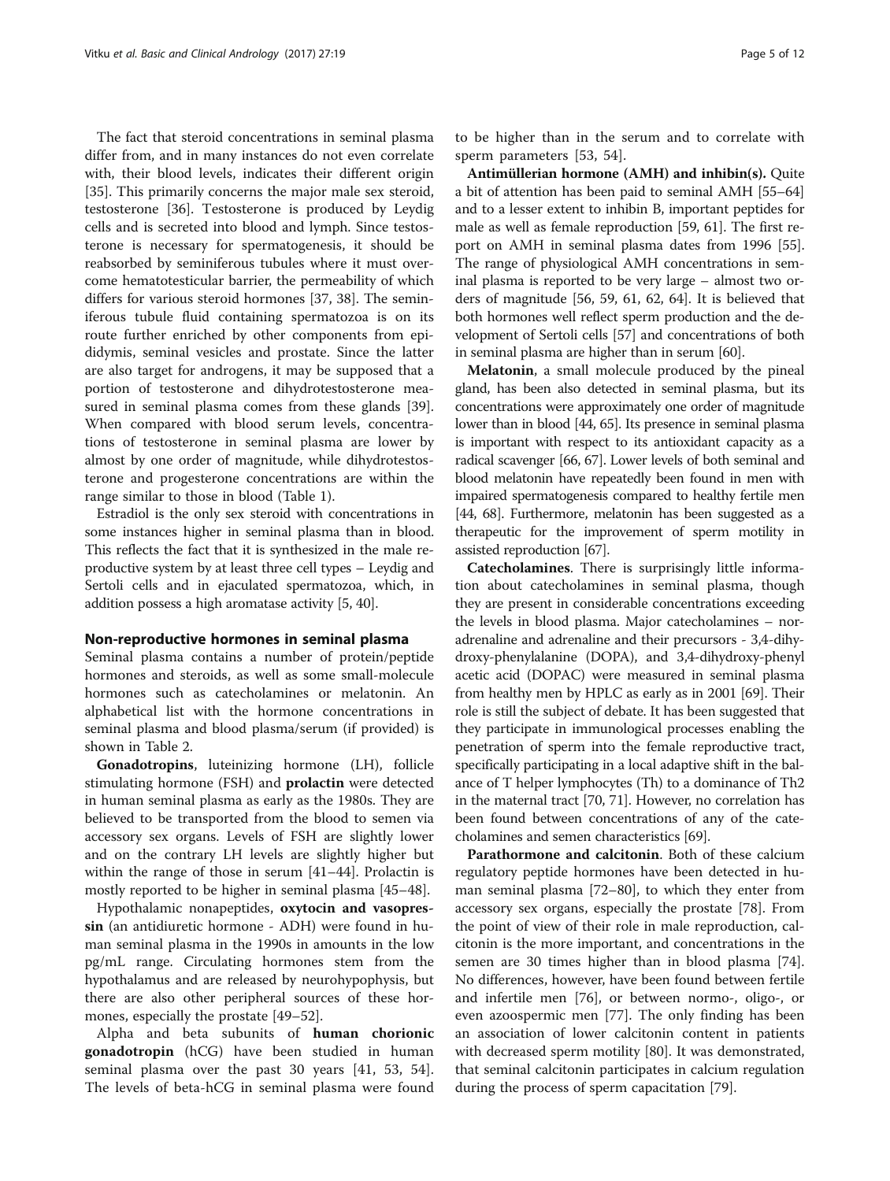The fact that steroid concentrations in seminal plasma differ from, and in many instances do not even correlate with, their blood levels, indicates their different origin [35]. This primarily concerns the major male sex steroid, testosterone [36]. Testosterone is produced by Leydig cells and is secreted into blood and lymph. Since testosterone is necessary for spermatogenesis, it should be reabsorbed by seminiferous tubules where it must overcome hematotesticular barrier, the permeability of which differs for various steroid hormones [37, 38]. The seminiferous tubule fluid containing spermatozoa is on its route further enriched by other components from epididymis, seminal vesicles and prostate. Since the latter are also target for androgens, it may be supposed that a portion of testosterone and dihydrotestosterone measured in seminal plasma comes from these glands [39]. When compared with blood serum levels, concentrations of testosterone in seminal plasma are lower by almost by one order of magnitude, while dihydrotestosterone and progesterone concentrations are within the range similar to those in blood (Table 1).

Estradiol is the only sex steroid with concentrations in some instances higher in seminal plasma than in blood. This reflects the fact that it is synthesized in the male reproductive system by at least three cell types – Leydig and Sertoli cells and in ejaculated spermatozoa, which, in addition possess a high aromatase activity [5, 40].

## Non-reproductive hormones in seminal plasma

Seminal plasma contains a number of protein/peptide hormones and steroids, as well as some small-molecule hormones such as catecholamines or melatonin. An alphabetical list with the hormone concentrations in seminal plasma and blood plasma/serum (if provided) is shown in Table 2.

**Gonadotropins**, luteinizing hormone (LH), follicle stimulating hormone (FSH) and **prolactin** were detected in human seminal plasma as early as the 1980s. They are believed to be transported from the blood to semen via accessory sex organs. Levels of FSH are slightly lower and on the contrary LH levels are slightly higher but within the range of those in serum [41–44]. Prolactin is mostly reported to be higher in seminal plasma [45–48].

Hypothalamic nonapeptides, **oxytocin and vasopressin** (an antidiuretic hormone - ADH) were found in human seminal plasma in the 1990s in amounts in the low pg/mL range. Circulating hormones stem from the hypothalamus and are released by neurohypophysis, but there are also other peripheral sources of these hormones, especially the prostate [49–52].

Alpha and beta subunits of **human chorionic gonadotropin** (hCG) have been studied in human seminal plasma over the past 30 years [41, 53, 54]. The levels of beta-hCG in seminal plasma were found to be higher than in the serum and to correlate with sperm parameters [53, 54].

**Antimüllerian hormone (AMH) and inhibin(s).** Quite a bit of attention has been paid to seminal AMH [55–64] and to a lesser extent to inhibin B, important peptides for male as well as female reproduction [59, 61]. The first report on AMH in seminal plasma dates from 1996 [55]. The range of physiological AMH concentrations in seminal plasma is reported to be very large – almost two orders of magnitude [56, 59, 61, 62, 64]. It is believed that both hormones well reflect sperm production and the development of Sertoli cells [57] and concentrations of both in seminal plasma are higher than in serum [60].

**Melatonin**, a small molecule produced by the pineal gland, has been also detected in seminal plasma, but its concentrations were approximately one order of magnitude lower than in blood [44, 65]. Its presence in seminal plasma is important with respect to its antioxidant capacity as a radical scavenger [66, 67]. Lower levels of both seminal and blood melatonin have repeatedly been found in men with impaired spermatogenesis compared to healthy fertile men [44, 68]. Furthermore, melatonin has been suggested as a therapeutic for the improvement of sperm motility in assisted reproduction [67].

**Catecholamines**. There is surprisingly little information about catecholamines in seminal plasma, though they are present in considerable concentrations exceeding the levels in blood plasma. Major catecholamines – noradrenaline and adrenaline and their precursors - 3,4-dihydroxy-phenylalanine (DOPA), and 3,4-dihydroxy-phenyl acetic acid (DOPAC) were measured in seminal plasma from healthy men by HPLC as early as in 2001 [69]. Their role is still the subject of debate. It has been suggested that they participate in immunological processes enabling the penetration of sperm into the female reproductive tract, specifically participating in a local adaptive shift in the balance of T helper lymphocytes (Th) to a dominance of Th2 in the maternal tract [70, 71]. However, no correlation has been found between concentrations of any of the catecholamines and semen characteristics [69].

**Parathormone and calcitonin**. Both of these calcium regulatory peptide hormones have been detected in human seminal plasma [72–80], to which they enter from accessory sex organs, especially the prostate [78]. From the point of view of their role in male reproduction, calcitonin is the more important, and concentrations in the semen are 30 times higher than in blood plasma [74]. No differences, however, have been found between fertile and infertile men [76], or between normo-, oligo-, or even azoospermic men [77]. The only finding has been an association of lower calcitonin content in patients with decreased sperm motility [80]. It was demonstrated, that seminal calcitonin participates in calcium regulation during the process of sperm capacitation [79].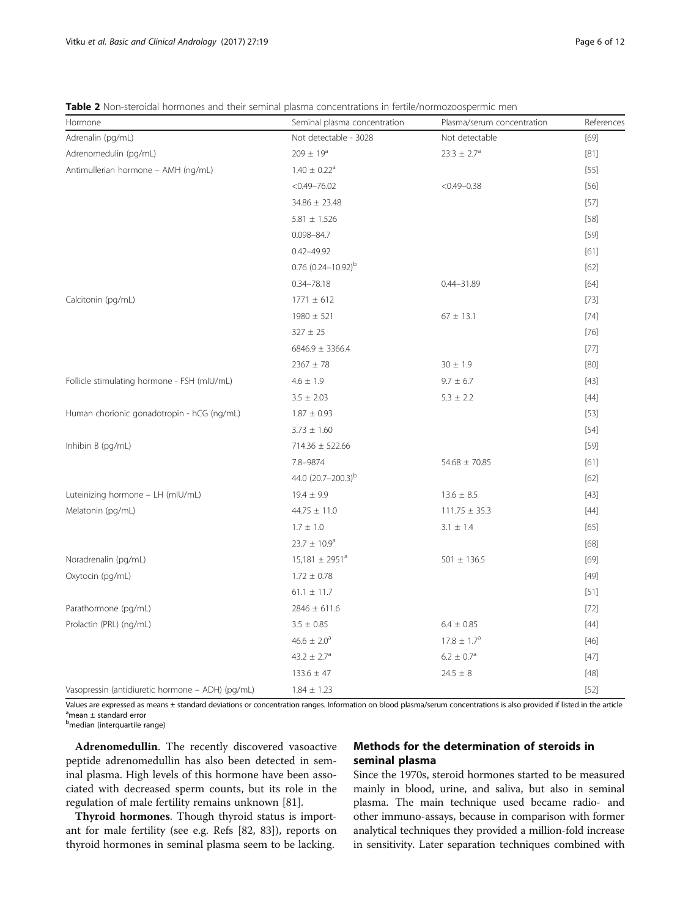**Table 2** Non-steroidal hormones and their seminal plasma concentrations in fertile/normozoospermic men

| Hormone | Seminal plasma concentration | Plasma/serum concentration | References |
|---|---|---|---|
| Adrenalin (pg/mL) | Not detectable - 3028 | Not detectable | [69] |
| Adrenomedulin (pg/mL) | 209 ± 19[a] | 23.3 ± 2.7[a] | [81] |
| Antimullerian hormone – AMH (ng/mL) | 1.40 ± 0.22[a] | | [55] |
| | <0.49–76.02 | <0.49–0.38 | [56] |
| | 34.86 ± 23.48 | | [57] |
| | 5.81 ± 1.526 | | [58] |
| | 0.098–84.7 | | [59] |
| | 0.42–49.92 | | [61] |
| | 0.76 (0.24–10.92)[b] | | [62] |
| | 0.34–78.18 | 0.44–31.89 | [64] |
| Calcitonin (pg/mL) | 1771 ± 612 | | [73] |
| | 1980 ± 521 | 67 ± 13.1 | [74] |
| | 327 ± 25 | | [76] |
| | 6846.9 ± 3366.4 | | [77] |
| | 2367 ± 78 | 30 ± 1.9 | [80] |
| Follicle stimulating hormone - FSH (mIU/mL) | 4.6 ± 1.9 | 9.7 ± 6.7 | [43] |
| | 3.5 ± 2.03 | 5.3 ± 2.2 | [44] |
| Human chorionic gonadotropin - hCG (ng/mL) | 1.87 ± 0.93 | | [53] |
| | 3.73 ± 1.60 | | [54] |
| Inhibin B (pg/mL) | 714.36 ± 522.66 | | [59] |
| | 7.8–9874 | 54.68 ± 70.85 | [61] |
| | 44.0 (20.7–200.3)[b] | | [62] |
| Luteinizing hormone – LH (mIU/mL) | 19.4 ± 9.9 | 13.6 ± 8.5 | [43] |
| Melatonin (pg/mL) | 44.75 ± 11.0 | 111.75 ± 35.3 | [44] |
| | 1.7 ± 1.0 | 3.1 ± 1.4 | [65] |
| | 23.7 ± 10.9[a] | | [68] |
| Noradrenalin (pg/mL) | 15,181 ± 2951[a] | 501 ± 136.5 | [69] |
| Oxytocin (pg/mL) | 1.72 ± 0.78 | | [49] |
| | 61.1 ± 11.7 | | [51] |
| Parathormone (pg/mL) | 2846 ± 611.6 | | [72] |
| Prolactin (PRL) (ng/mL) | 3.5 ± 0.85 | 6.4 ± 0.85 | [44] |
| | 46.6 ± 2.0[a] | 17.8 ± 1.7[a] | [46] |
| | 43.2 ± 2.7[a] | 6.2 ± 0.7[a] | [47] |
| | 133.6 ± 47 | 24.5 ± 8 | [48] |
| Vasopressin (antidiuretic hormone – ADH) (pg/mL) | 1.84 ± 1.23 | | [52] |

Values are expressed as means ± standard deviations or concentration ranges. Information on blood plasma/serum concentrations is also provided if listed in the article
[a]mean ± standard error
[b]median (interquartile range)

**Adrenomedullin**. The recently discovered vasoactive peptide adrenomedullin has also been detected in seminal plasma. High levels of this hormone have been associated with decreased sperm counts, but its role in the regulation of male fertility remains unknown [81].

**Thyroid hormones**. Though thyroid status is important for male fertility (see e.g. Refs [82, 83]), reports on thyroid hormones in seminal plasma seem to be lacking.

## Methods for the determination of steroids in seminal plasma

Since the 1970s, steroid hormones started to be measured mainly in blood, urine, and saliva, but also in seminal plasma. The main technique used became radio- and other immuno-assays, because in comparison with former analytical techniques they provided a million-fold increase in sensitivity. Later separation techniques combined with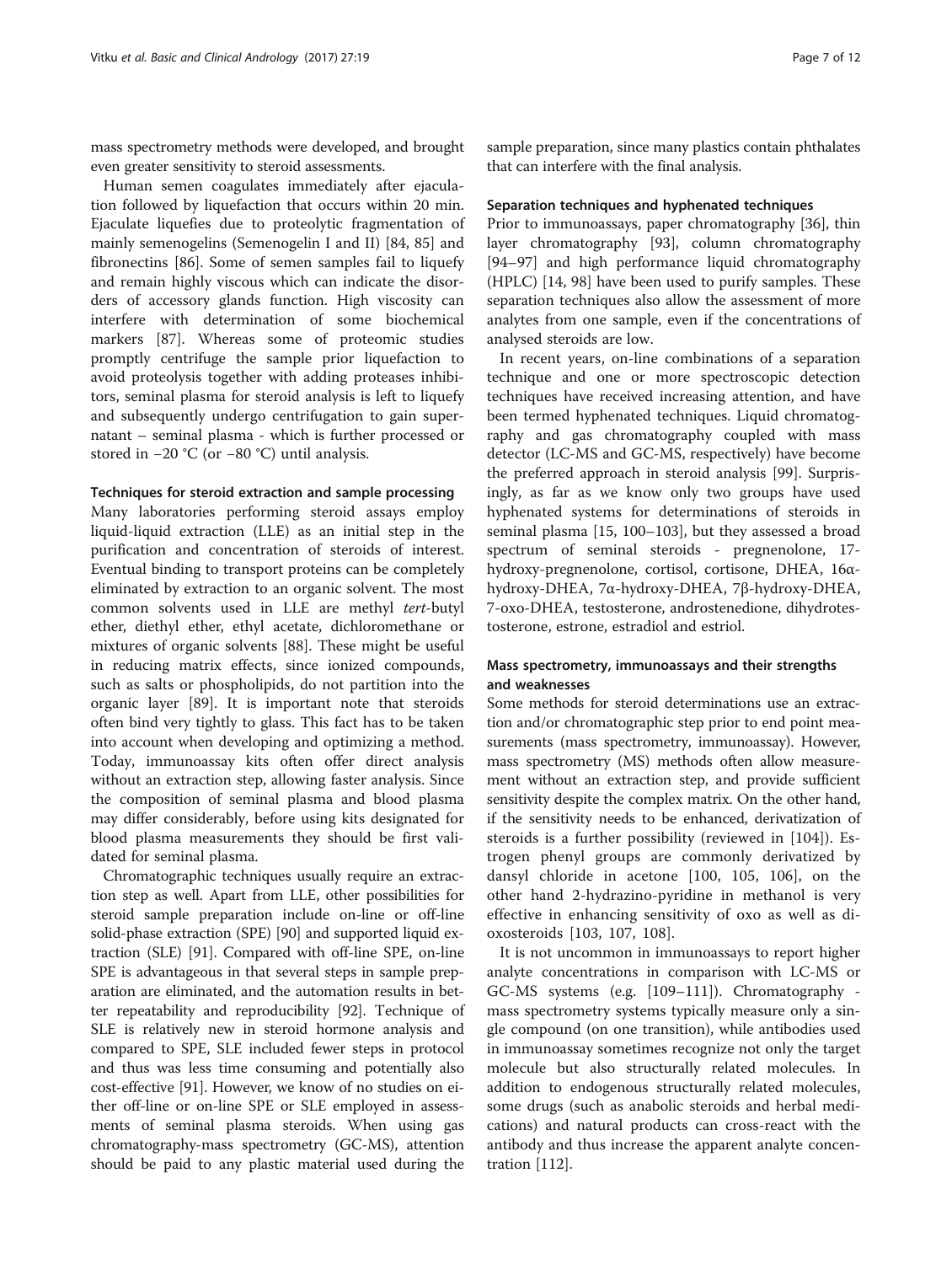mass spectrometry methods were developed, and brought even greater sensitivity to steroid assessments.

Human semen coagulates immediately after ejaculation followed by liquefaction that occurs within 20 min. Ejaculate liquefies due to proteolytic fragmentation of mainly semenogelins (Semenogelin I and II) [84, 85] and fibronectins [86]. Some of semen samples fail to liquefy and remain highly viscous which can indicate the disorders of accessory glands function. High viscosity can interfere with determination of some biochemical markers [87]. Whereas some of proteomic studies promptly centrifuge the sample prior liquefaction to avoid proteolysis together with adding proteases inhibitors, seminal plasma for steroid analysis is left to liquefy and subsequently undergo centrifugation to gain supernatant – seminal plasma - which is further processed or stored in −20 °C (or −80 °C) until analysis.

### Techniques for steroid extraction and sample processing

Many laboratories performing steroid assays employ liquid-liquid extraction (LLE) as an initial step in the purification and concentration of steroids of interest. Eventual binding to transport proteins can be completely eliminated by extraction to an organic solvent. The most common solvents used in LLE are methyl *tert*-butyl ether, diethyl ether, ethyl acetate, dichloromethane or mixtures of organic solvents [88]. These might be useful in reducing matrix effects, since ionized compounds, such as salts or phospholipids, do not partition into the organic layer [89]. It is important note that steroids often bind very tightly to glass. This fact has to be taken into account when developing and optimizing a method. Today, immunoassay kits often offer direct analysis without an extraction step, allowing faster analysis. Since the composition of seminal plasma and blood plasma may differ considerably, before using kits designated for blood plasma measurements they should be first validated for seminal plasma.

Chromatographic techniques usually require an extraction step as well. Apart from LLE, other possibilities for steroid sample preparation include on-line or off-line solid-phase extraction (SPE) [90] and supported liquid extraction (SLE) [91]. Compared with off-line SPE, on-line SPE is advantageous in that several steps in sample preparation are eliminated, and the automation results in better repeatability and reproducibility [92]. Technique of SLE is relatively new in steroid hormone analysis and compared to SPE, SLE included fewer steps in protocol and thus was less time consuming and potentially also cost-effective [91]. However, we know of no studies on either off-line or on-line SPE or SLE employed in assessments of seminal plasma steroids. When using gas chromatography-mass spectrometry (GC-MS), attention should be paid to any plastic material used during the sample preparation, since many plastics contain phthalates that can interfere with the final analysis.

### Separation techniques and hyphenated techniques

Prior to immunoassays, paper chromatography [36], thin layer chromatography [93], column chromatography [94–97] and high performance liquid chromatography (HPLC) [14, 98] have been used to purify samples. These separation techniques also allow the assessment of more analytes from one sample, even if the concentrations of analysed steroids are low.

In recent years, on-line combinations of a separation technique and one or more spectroscopic detection techniques have received increasing attention, and have been termed hyphenated techniques. Liquid chromatography and gas chromatography coupled with mass detector (LC-MS and GC-MS, respectively) have become the preferred approach in steroid analysis [99]. Surprisingly, as far as we know only two groups have used hyphenated systems for determinations of steroids in seminal plasma [15, 100–103], but they assessed a broad spectrum of seminal steroids - pregnenolone, 17-hydroxy-pregnenolone, cortisol, cortisone, DHEA, 16α-hydroxy-DHEA, 7α-hydroxy-DHEA, 7β-hydroxy-DHEA, 7-oxo-DHEA, testosterone, androstenedione, dihydrotestosterone, estrone, estradiol and estriol.

### Mass spectrometry, immunoassays and their strengths and weaknesses

Some methods for steroid determinations use an extraction and/or chromatographic step prior to end point measurements (mass spectrometry, immunoassay). However, mass spectrometry (MS) methods often allow measurement without an extraction step, and provide sufficient sensitivity despite the complex matrix. On the other hand, if the sensitivity needs to be enhanced, derivatization of steroids is a further possibility (reviewed in [104]). Estrogen phenyl groups are commonly derivatized by dansyl chloride in acetone [100, 105, 106], on the other hand 2-hydrazino-pyridine in methanol is very effective in enhancing sensitivity of oxo as well as dioxosteroids [103, 107, 108].

It is not uncommon in immunoassays to report higher analyte concentrations in comparison with LC-MS or GC-MS systems (e.g. [109–111]). Chromatography - mass spectrometry systems typically measure only a single compound (on one transition), while antibodies used in immunoassay sometimes recognize not only the target molecule but also structurally related molecules. In addition to endogenous structurally related molecules, some drugs (such as anabolic steroids and herbal medications) and natural products can cross-react with the antibody and thus increase the apparent analyte concentration [112].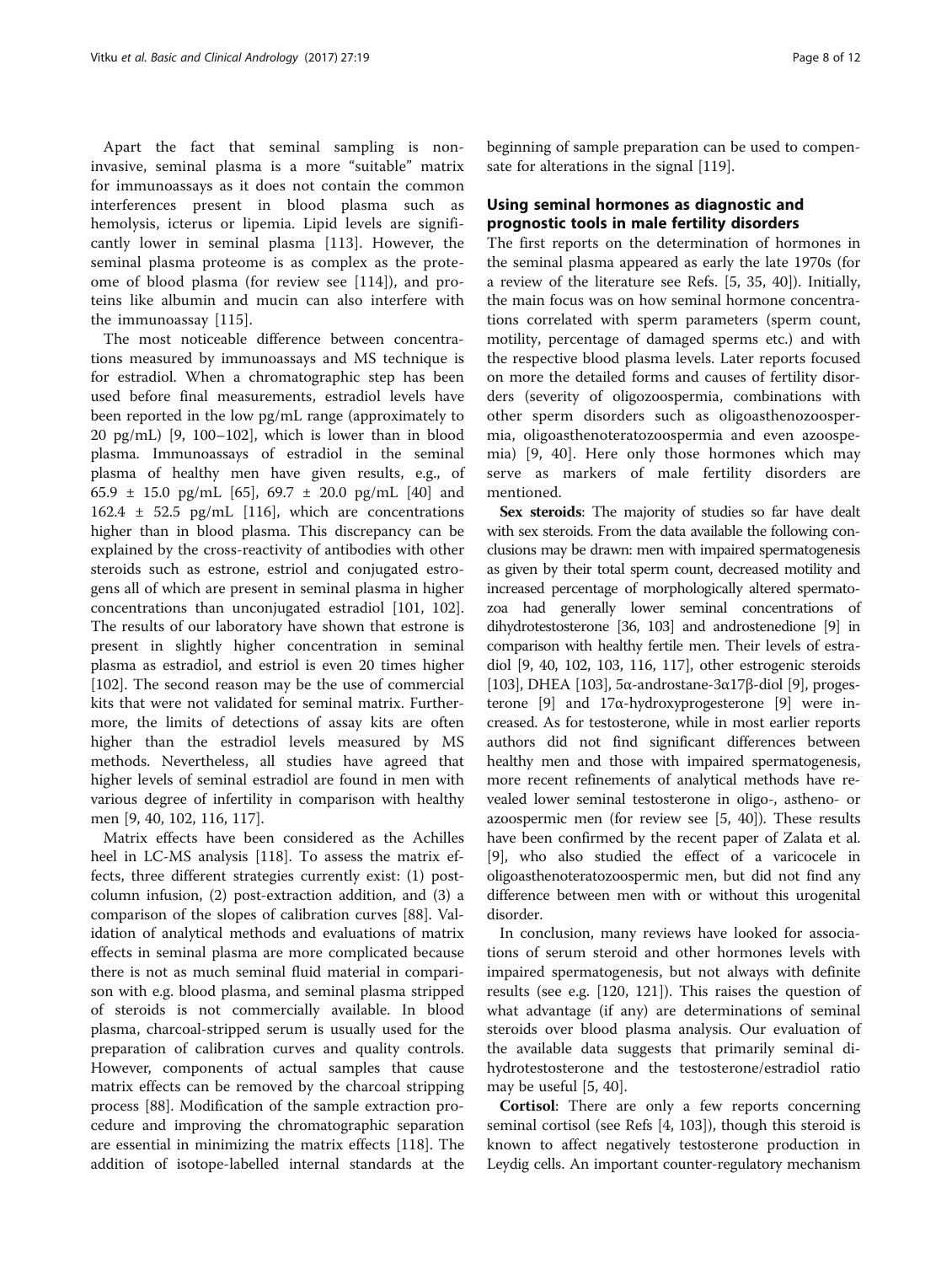Apart the fact that seminal sampling is non-invasive, seminal plasma is a more "suitable" matrix for immunoassays as it does not contain the common interferences present in blood plasma such as hemolysis, icterus or lipemia. Lipid levels are significantly lower in seminal plasma [113]. However, the seminal plasma proteome is as complex as the proteome of blood plasma (for review see [114]), and proteins like albumin and mucin can also interfere with the immunoassay [115].

The most noticeable difference between concentrations measured by immunoassays and MS technique is for estradiol. When a chromatographic step has been used before final measurements, estradiol levels have been reported in the low pg/mL range (approximately to 20 pg/mL) [9, 100–102], which is lower than in blood plasma. Immunoassays of estradiol in the seminal plasma of healthy men have given results, e.g., of 65.9 ± 15.0 pg/mL [65], 69.7 ± 20.0 pg/mL [40] and 162.4 ± 52.5 pg/mL [116], which are concentrations higher than in blood plasma. This discrepancy can be explained by the cross-reactivity of antibodies with other steroids such as estrone, estriol and conjugated estrogens all of which are present in seminal plasma in higher concentrations than unconjugated estradiol [101, 102]. The results of our laboratory have shown that estrone is present in slightly higher concentration in seminal plasma as estradiol, and estriol is even 20 times higher [102]. The second reason may be the use of commercial kits that were not validated for seminal matrix. Furthermore, the limits of detections of assay kits are often higher than the estradiol levels measured by MS methods. Nevertheless, all studies have agreed that higher levels of seminal estradiol are found in men with various degree of infertility in comparison with healthy men [9, 40, 102, 116, 117].

Matrix effects have been considered as the Achilles heel in LC-MS analysis [118]. To assess the matrix effects, three different strategies currently exist: (1) post-column infusion, (2) post-extraction addition, and (3) a comparison of the slopes of calibration curves [88]. Validation of analytical methods and evaluations of matrix effects in seminal plasma are more complicated because there is not as much seminal fluid material in comparison with e.g. blood plasma, and seminal plasma stripped of steroids is not commercially available. In blood plasma, charcoal-stripped serum is usually used for the preparation of calibration curves and quality controls. However, components of actual samples that cause matrix effects can be removed by the charcoal stripping process [88]. Modification of the sample extraction procedure and improving the chromatographic separation are essential in minimizing the matrix effects [118]. The addition of isotope-labelled internal standards at the beginning of sample preparation can be used to compensate for alterations in the signal [119].

## Using seminal hormones as diagnostic and prognostic tools in male fertility disorders

The first reports on the determination of hormones in the seminal plasma appeared as early the late 1970s (for a review of the literature see Refs. [5, 35, 40]). Initially, the main focus was on how seminal hormone concentrations correlated with sperm parameters (sperm count, motility, percentage of damaged sperms etc.) and with the respective blood plasma levels. Later reports focused on more the detailed forms and causes of fertility disorders (severity of oligozoospermia, combinations with other sperm disorders such as oligoasthenozoospermia, oligoasthenoteratozoospermia and even azoospemia) [9, 40]. Here only those hormones which may serve as markers of male fertility disorders are mentioned.

**Sex steroids**: The majority of studies so far have dealt with sex steroids. From the data available the following conclusions may be drawn: men with impaired spermatogenesis as given by their total sperm count, decreased motility and increased percentage of morphologically altered spermatozoa had generally lower seminal concentrations of dihydrotestosterone [36, 103] and androstenedione [9] in comparison with healthy fertile men. Their levels of estradiol [9, 40, 102, 103, 116, 117], other estrogenic steroids [103], DHEA [103], 5α-androstane-3α17β-diol [9], progesterone [9] and 17α-hydroxyprogesterone [9] were increased. As for testosterone, while in most earlier reports authors did not find significant differences between healthy men and those with impaired spermatogenesis, more recent refinements of analytical methods have revealed lower seminal testosterone in oligo-, astheno- or azoospermic men (for review see [5, 40]). These results have been confirmed by the recent paper of Zalata et al. [9], who also studied the effect of a varicocele in oligoasthenoteratozoospermic men, but did not find any difference between men with or without this urogenital disorder.

In conclusion, many reviews have looked for associations of serum steroid and other hormones levels with impaired spermatogenesis, but not always with definite results (see e.g. [120, 121]). This raises the question of what advantage (if any) are determinations of seminal steroids over blood plasma analysis. Our evaluation of the available data suggests that primarily seminal dihydrotestosterone and the testosterone/estradiol ratio may be useful [5, 40].

**Cortisol**: There are only a few reports concerning seminal cortisol (see Refs [4, 103]), though this steroid is known to affect negatively testosterone production in Leydig cells. An important counter-regulatory mechanism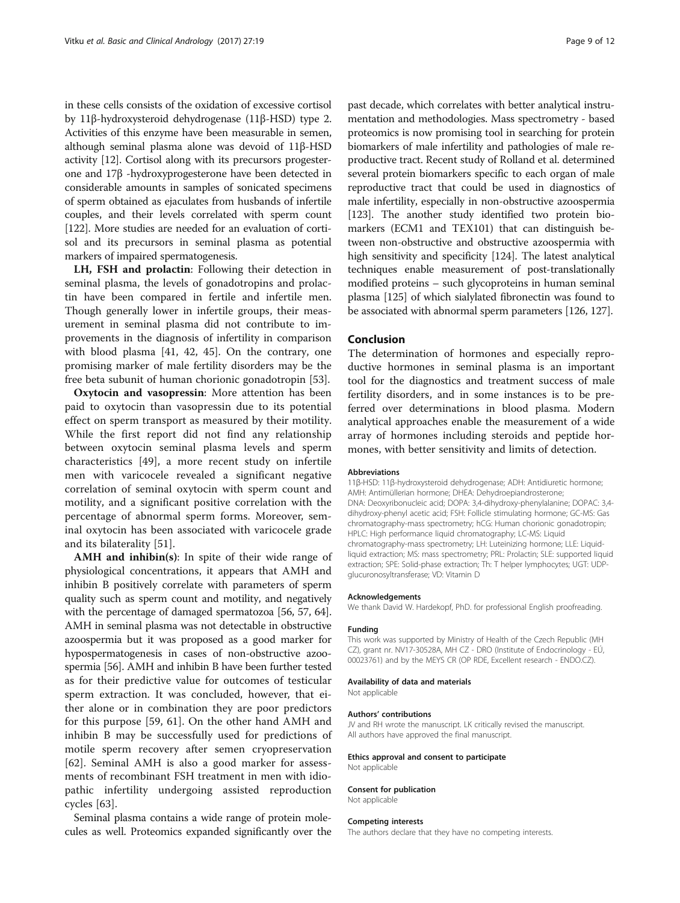in these cells consists of the oxidation of excessive cortisol by 11β-hydroxysteroid dehydrogenase (11β-HSD) type 2. Activities of this enzyme have been measurable in semen, although seminal plasma alone was devoid of 11β-HSD activity [12]. Cortisol along with its precursors progesterone and 17β -hydroxyprogesterone have been detected in considerable amounts in samples of sonicated specimens of sperm obtained as ejaculates from husbands of infertile couples, and their levels correlated with sperm count [122]. More studies are needed for an evaluation of cortisol and its precursors in seminal plasma as potential markers of impaired spermatogenesis.

**LH, FSH and prolactin**: Following their detection in seminal plasma, the levels of gonadotropins and prolactin have been compared in fertile and infertile men. Though generally lower in infertile groups, their measurement in seminal plasma did not contribute to improvements in the diagnosis of infertility in comparison with blood plasma [41, 42, 45]. On the contrary, one promising marker of male fertility disorders may be the free beta subunit of human chorionic gonadotropin [53].

**Oxytocin and vasopressin**: More attention has been paid to oxytocin than vasopressin due to its potential effect on sperm transport as measured by their motility. While the first report did not find any relationship between oxytocin seminal plasma levels and sperm characteristics [49], a more recent study on infertile men with varicocele revealed a significant negative correlation of seminal oxytocin with sperm count and motility, and a significant positive correlation with the percentage of abnormal sperm forms. Moreover, seminal oxytocin has been associated with varicocele grade and its bilaterality [51].

**AMH and inhibin(s)**: In spite of their wide range of physiological concentrations, it appears that AMH and inhibin B positively correlate with parameters of sperm quality such as sperm count and motility, and negatively with the percentage of damaged spermatozoa [56, 57, 64]. AMH in seminal plasma was not detectable in obstructive azoospermia but it was proposed as a good marker for hypospermatogenesis in cases of non-obstructive azoospermia [56]. AMH and inhibin B have been further tested as for their predictive value for outcomes of testicular sperm extraction. It was concluded, however, that either alone or in combination they are poor predictors for this purpose [59, 61]. On the other hand AMH and inhibin B may be successfully used for predictions of motile sperm recovery after semen cryopreservation [62]. Seminal AMH is also a good marker for assessments of recombinant FSH treatment in men with idiopathic infertility undergoing assisted reproduction cycles [63].

Seminal plasma contains a wide range of protein molecules as well. Proteomics expanded significantly over the past decade, which correlates with better analytical instrumentation and methodologies. Mass spectrometry - based proteomics is now promising tool in searching for protein biomarkers of male infertility and pathologies of male reproductive tract. Recent study of Rolland et al. determined several protein biomarkers specific to each organ of male reproductive tract that could be used in diagnostics of male infertility, especially in non-obstructive azoospermia [123]. The another study identified two protein biomarkers (ECM1 and TEX101) that can distinguish between non-obstructive and obstructive azoospermia with high sensitivity and specificity [124]. The latest analytical techniques enable measurement of post-translationally modified proteins – such glycoproteins in human seminal plasma [125] of which sialylated fibronectin was found to be associated with abnormal sperm parameters [126, 127].

## Conclusion

The determination of hormones and especially reproductive hormones in seminal plasma is an important tool for the diagnostics and treatment success of male fertility disorders, and in some instances is to be preferred over determinations in blood plasma. Modern analytical approaches enable the measurement of a wide array of hormones including steroids and peptide hormones, with better sensitivity and limits of detection.

#### Abbreviations

11β-HSD: 11β-hydroxysteroid dehydrogenase; ADH: Antidiuretic hormone; AMH: Antimüllerian hormone; DHEA: Dehydroepiandrosterone; DNA: Deoxyribonucleic acid; DOPA: 3,4-dihydroxy-phenylalanine; DOPAC: 3,4-dihydroxy-phenyl acetic acid; FSH: Follicle stimulating hormone; GC-MS: Gas chromatography-mass spectrometry; hCG: Human chorionic gonadotropin; HPLC: High performance liquid chromatography; LC-MS: Liquid chromatography-mass spectrometry; LH: Luteinizing hormone; LLE: Liquid-liquid extraction; MS: mass spectrometry; PRL: Prolactin; SLE: supported liquid extraction; SPE: Solid-phase extraction; Th: T helper lymphocytes; UGT: UDP-glucuronosyltransferase; VD: Vitamin D

#### Acknowledgements

We thank David W. Hardekopf, PhD. for professional English proofreading.

#### Funding

This work was supported by Ministry of Health of the Czech Republic (MH CZ), grant nr. NV17-30528A, MH CZ - DRO (Institute of Endocrinology - EÚ, 00023761) and by the MEYS CR (OP RDE, Excellent research - ENDO.CZ).

#### Availability of data and materials

Not applicable

#### Authors' contributions

JV and RH wrote the manuscript. LK critically revised the manuscript. All authors have approved the final manuscript.

#### Ethics approval and consent to participate

Not applicable

#### Consent for publication

Not applicable

#### Competing interests

The authors declare that they have no competing interests.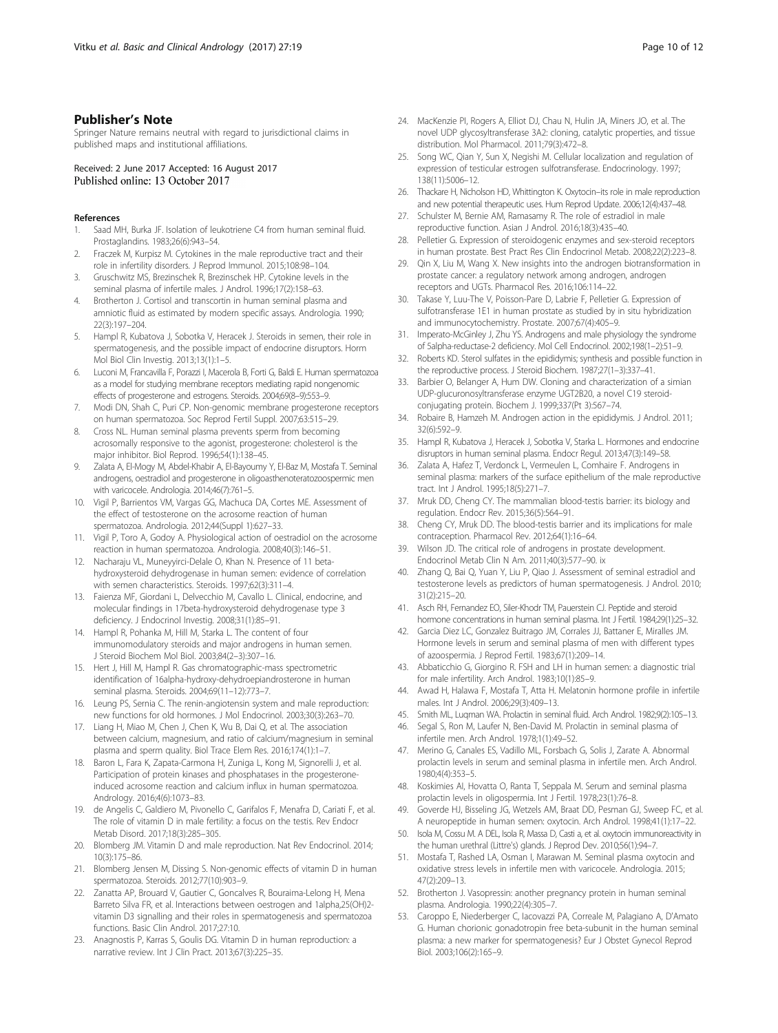## Publisher's Note

Springer Nature remains neutral with regard to jurisdictional claims in published maps and institutional affiliations.

Received: 2 June 2017 Accepted: 16 August 2017
Published online: 13 October 2017

## References

1. Saad MH, Burka JF. Isolation of leukotriene C4 from human seminal fluid. Prostaglandins. 1983;26(6):943–54.
2. Fraczek M, Kurpisz M. Cytokines in the male reproductive tract and their role in infertility disorders. J Reprod Immunol. 2015;108:98–104.
3. Gruschwitz MS, Brezinschek R, Brezinschek HP. Cytokine levels in the seminal plasma of infertile males. J Androl. 1996;17(2):158–63.
4. Brotherton J. Cortisol and transcortin in human seminal plasma and amniotic fluid as estimated by modern specific assays. Andrologia. 1990; 22(3):197–204.
5. Hampl R, Kubatova J, Sobotka V, Heracek J. Steroids in semen, their role in spermatogenesis, and the possible impact of endocrine disruptors. Horm Mol Biol Clin Investig. 2013;13(1):1–5.
6. Luconi M, Francavilla F, Porazzi I, Macerola B, Forti G, Baldi E. Human spermatozoa as a model for studying membrane receptors mediating rapid nongenomic effects of progesterone and estrogens. Steroids. 2004;69(8–9):553–9.
7. Modi DN, Shah C, Puri CP. Non-genomic membrane progesterone receptors on human spermatozoa. Soc Reprod Fertil Suppl. 2007;63:515–29.
8. Cross NL. Human seminal plasma prevents sperm from becoming acrosomally responsive to the agonist, progesterone: cholesterol is the major inhibitor. Biol Reprod. 1996;54(1):138–45.
9. Zalata A, El-Mogy M, Abdel-Khabir A, El-Bayoumy Y, El-Baz M, Mostafa T. Seminal androgens, oestradiol and progesterone in oligoasthenoteratozoospermic men with varicocele. Andrologia. 2014;46(7):761–5.
10. Vigil P, Barrientos VM, Vargas GG, Machuca DA, Cortes ME. Assessment of the effect of testosterone on the acrosome reaction of human spermatozoa. Andrologia. 2012;44(Suppl 1):627–33.
11. Vigil P, Toro A, Godoy A. Physiological action of oestradiol on the acrosome reaction in human spermatozoa. Andrologia. 2008;40(3):146–51.
12. Nacharaju VL, Muneyyirci-Delale O, Khan N. Presence of 11 beta-hydroxysteroid dehydrogenase in human semen: evidence of correlation with semen characteristics. Steroids. 1997;62(3):311–4.
13. Faienza MF, Giordani L, Delvecchio M, Cavallo L. Clinical, endocrine, and molecular findings in 17beta-hydroxysteroid dehydrogenase type 3 deficiency. J Endocrinol Investig. 2008;31(1):85–91.
14. Hampl R, Pohanka M, Hill M, Starka L. The content of four immunomodulatory steroids and major androgens in human semen. J Steroid Biochem Mol Biol. 2003;84(2–3):307–16.
15. Hert J, Hill M, Hampl R. Gas chromatographic-mass spectrometric identification of 16alpha-hydroxy-dehydroepiandrosterone in human seminal plasma. Steroids. 2004;69(11–12):773–7.
16. Leung PS, Sernia C. The renin-angiotensin system and male reproduction: new functions for old hormones. J Mol Endocrinol. 2003;30(3):263–70.
17. Liang H, Miao M, Chen J, Chen K, Wu B, Dai Q, et al. The association between calcium, magnesium, and ratio of calcium/magnesium in seminal plasma and sperm quality. Biol Trace Elem Res. 2016;174(1):1–7.
18. Baron L, Fara K, Zapata-Carmona H, Zuniga L, Kong M, Signorelli J, et al. Participation of protein kinases and phosphatases in the progesterone-induced acrosome reaction and calcium influx in human spermatozoa. Andrology. 2016;4(6):1073–83.
19. de Angelis C, Galdiero M, Pivonello C, Garifalos F, Menafra D, Cariati F, et al. The role of vitamin D in male fertility: a focus on the testis. Rev Endocr Metab Disord. 2017;18(3):285–305.
20. Blomberg JM. Vitamin D and male reproduction. Nat Rev Endocrinol. 2014; 10(3):175–86.
21. Blomberg Jensen M, Dissing S. Non-genomic effects of vitamin D in human spermatozoa. Steroids. 2012;77(10):903–9.
22. Zanatta AP, Brouard V, Gautier C, Goncalves R, Bouraima-Lelong H, Mena Barreto Silva FR, et al. Interactions between oestrogen and 1alpha,25(OH)2-vitamin D3 signalling and their roles in spermatogenesis and spermatozoa functions. Basic Clin Androl. 2017;27:10.
23. Anagnostis P, Karras S, Goulis DG. Vitamin D in human reproduction: a narrative review. Int J Clin Pract. 2013;67(3):225–35.
24. MacKenzie PI, Rogers A, Elliot DJ, Chau N, Hulin JA, Miners JO, et al. The novel UDP glycosyltransferase 3A2: cloning, catalytic properties, and tissue distribution. Mol Pharmacol. 2011;79(3):472–8.
25. Song WC, Qian Y, Sun X, Negishi M. Cellular localization and regulation of expression of testicular estrogen sulfotransferase. Endocrinology. 1997; 138(11):5006–12.
26. Thackare H, Nicholson HD, Whittington K. Oxytocin–its role in male reproduction and new potential therapeutic uses. Hum Reprod Update. 2006;12(4):437–48.
27. Schulster M, Bernie AM, Ramasamy R. The role of estradiol in male reproductive function. Asian J Androl. 2016;18(3):435–40.
28. Pelletier G. Expression of steroidogenic enzymes and sex-steroid receptors in human prostate. Best Pract Res Clin Endocrinol Metab. 2008;22(2):223–8.
29. Qin X, Liu M, Wang X. New insights into the androgen biotransformation in prostate cancer: a regulatory network among androgen, androgen receptors and UGTs. Pharmacol Res. 2016;106:114–22.
30. Takase Y, Luu-The V, Poisson-Pare D, Labrie F, Pelletier G. Expression of sulfotransferase 1E1 in human prostate as studied by in situ hybridization and immunocytochemistry. Prostate. 2007;67(4):405–9.
31. Imperato-McGinley J, Zhu YS. Androgens and male physiology the syndrome of 5alpha-reductase-2 deficiency. Mol Cell Endocrinol. 2002;198(1–2):51–9.
32. Roberts KD. Sterol sulfates in the epididymis; synthesis and possible function in the reproductive process. J Steroid Biochem. 1987;27(1–3):337–41.
33. Barbier O, Belanger A, Hum DW. Cloning and characterization of a simian UDP-glucuronosyltransferase enzyme UGT2B20, a novel C19 steroid-conjugating protein. Biochem J. 1999;337(Pt 3):567–74.
34. Robaire B, Hamzeh M. Androgen action in the epididymis. J Androl. 2011; 32(6):592–9.
35. Hampl R, Kubatova J, Heracek J, Sobotka V, Starka L. Hormones and endocrine disruptors in human seminal plasma. Endocr Regul. 2013;47(3):149–58.
36. Zalata A, Hafez T, Verdonck L, Vermeulen L, Comhaire F. Androgens in seminal plasma: markers of the surface epithelium of the male reproductive tract. Int J Androl. 1995;18(5):271–7.
37. Mruk DD, Cheng CY. The mammalian blood-testis barrier: its biology and regulation. Endocr Rev. 2015;36(5):564–91.
38. Cheng CY, Mruk DD. The blood-testis barrier and its implications for male contraception. Pharmacol Rev. 2012;64(1):16–64.
39. Wilson JD. The critical role of androgens in prostate development. Endocrinol Metab Clin N Am. 2011;40(3):577–90. ix
40. Zhang Q, Bai Q, Yuan Y, Liu P, Qiao J. Assessment of seminal estradiol and testosterone levels as predictors of human spermatogenesis. J Androl. 2010; 31(2):215–20.
41. Asch RH, Fernandez EO, Siler-Khodr TM, Pauerstein CJ. Peptide and steroid hormone concentrations in human seminal plasma. Int J Fertil. 1984;29(1):25–32.
42. Garcia Diez LC, Gonzalez Buitrago JM, Corrales JJ, Battaner E, Miralles JM. Hormone levels in serum and seminal plasma of men with different types of azoospermia. J Reprod Fertil. 1983;67(1):209–14.
43. Abbaticchio G, Giorgino R. FSH and LH in human semen: a diagnostic trial for male infertility. Arch Androl. 1983;10(1):85–9.
44. Awad H, Halawa F, Mostafa T, Atta H. Melatonin hormone profile in infertile males. Int J Androl. 2006;29(3):409–13.
45. Smith ML, Luqman WA. Prolactin in seminal fluid. Arch Androl. 1982;9(2):105–13.
46. Segal S, Ron M, Laufer N, Ben-David M. Prolactin in seminal plasma of infertile men. Arch Androl. 1978;1(1):49–52.
47. Merino G, Canales ES, Vadillo ML, Forsbach G, Solis J, Zarate A. Abnormal prolactin levels in serum and seminal plasma in infertile men. Arch Androl. 1980;4(4):353–5.
48. Koskimies AI, Hovatta O, Ranta T, Seppala M. Serum and seminal plasma prolactin levels in oligospermia. Int J Fertil. 1978;23(1):76–8.
49. Goverde HJ, Bisseling JG, Wetzels AM, Braat DD, Pesman GJ, Sweep FC, et al. A neuropeptide in human semen: oxytocin. Arch Androl. 1998;41(1):17–22.
50. Isola M, Cossu M. A DEL, Isola R, Massa D, Casti a, et al. oxytocin immunoreactivity in the human urethral (Littre's) glands. J Reprod Dev. 2010;56(1):94–7.
51. Mostafa T, Rashed LA, Osman I, Marawan M. Seminal plasma oxytocin and oxidative stress levels in infertile men with varicocele. Andrologia. 2015; 47(2):209–13.
52. Brotherton J. Vasopressin: another pregnancy protein in human seminal plasma. Andrologia. 1990;22(4):305–7.
53. Caroppo E, Niederberger C, Iacovazzi PA, Correale M, Palagiano A, D'Amato G. Human chorionic gonadotropin free beta-subunit in the human seminal plasma: a new marker for spermatogenesis? Eur J Obstet Gynecol Reprod Biol. 2003;106(2):165–9.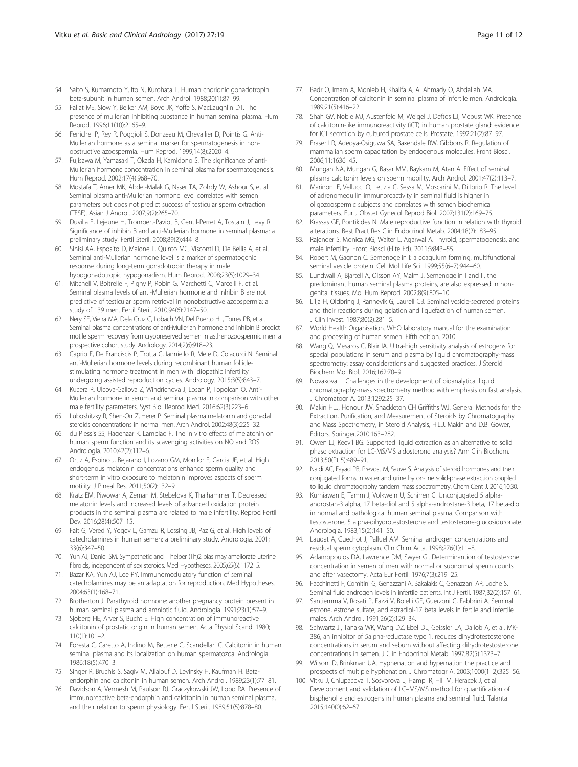54. Saito S, Kumamoto Y, Ito N, Kurohata T. Human chorionic gonadotropin beta-subunit in human semen. Arch Androl. 1988;20(1):87–99.
55. Fallat ME, Siow Y, Belker AM, Boyd JK, Yoffe S, MacLaughlin DT. The presence of mullerian inhibiting substance in human seminal plasma. Hum Reprod. 1996;11(10):2165–9.
56. Fenichel P, Rey R, Poggioli S, Donzeau M, Chevallier D, Pointis G. Anti-Mullerian hormone as a seminal marker for spermatogenesis in non-obstructive azoospermia. Hum Reprod. 1999;14(8):2020–4.
57. Fujisawa M, Yamasaki T, Okada H, Kamidono S. The significance of anti-Mullerian hormone concentration in seminal plasma for spermatogenesis. Hum Reprod. 2002;17(4):968–70.
58. Mostafa T, Amer MK, Abdel-Malak G, Nsser TA, Zohdy W, Ashour S, et al. Seminal plasma anti-Mullerian hormone level correlates with semen parameters but does not predict success of testicular sperm extraction (TESE). Asian J Androl. 2007;9(2):265–70.
59. Duvilla E, Lejeune H, Trombert-Paviot B, Gentil-Perret A, Tostain J, Levy R. Significance of inhibin B and anti-Mullerian hormone in seminal plasma: a preliminary study. Fertil Steril. 2008;89(2):444–8.
60. Sinisi AA, Esposito D, Maione L, Quinto MC, Visconti D, De Bellis A, et al. Seminal anti-Mullerian hormone level is a marker of spermatogenic response during long-term gonadotropin therapy in male hypogonadotropic hypogonadism. Hum Reprod. 2008;23(5):1029–34.
61. Mitchell V, Boitrelle F, Pigny P, Robin G, Marchetti C, Marcelli F, et al. Seminal plasma levels of anti-Mullerian hormone and inhibin B are not predictive of testicular sperm retrieval in nonobstructive azoospermia: a study of 139 men. Fertil Steril. 2010;94(6):2147–50.
62. Nery SF, Vieira MA, Dela Cruz C, Lobach VN, Del Puerto HL, Torres PB, et al. Seminal plasma concentrations of anti-Mullerian hormone and inhibin B predict motile sperm recovery from cryopreserved semen in asthenozoospermic men: a prospective cohort study. Andrology. 2014;2(6):918–23.
63. Caprio F, De Franciscis P, Trotta C, Ianniello R, Mele D, Colacurci N. Seminal anti-Mullerian hormone levels during recombinant human follicle-stimulating hormone treatment in men with idiopathic infertility undergoing assisted reproduction cycles. Andrology. 2015;3(5):843–7.
64. Kucera R, Ulcova-Gallova Z, Windrichova J, Losan P, Topolcan O. Anti-Mullerian hormone in serum and seminal plasma in comparison with other male fertility parameters. Syst Biol Reprod Med. 2016;62(3):223–6.
65. Luboshitzky R, Shen-Orr Z, Herer P. Seminal plasma melatonin and gonadal steroids concentrations in normal men. Arch Androl. 2002;48(3):225–32.
66. du Plessis SS, Hagenaar K, Lampiao F. The in vitro effects of melatonin on human sperm function and its scavenging activities on NO and ROS. Andrologia. 2010;42(2):112–6.
67. Ortiz A, Espino J, Bejarano I, Lozano GM, Monllor F, Garcia JF, et al. High endogenous melatonin concentrations enhance sperm quality and short-term in vitro exposure to melatonin improves aspects of sperm motility. J Pineal Res. 2011;50(2):132–9.
68. Kratz EM, Piwowar A, Zeman M, Stebelova K, Thalhammer T. Decreased melatonin levels and increased levels of advanced oxidation protein products in the seminal plasma are related to male infertility. Reprod Fertil Dev. 2016;28(4):507–15.
69. Fait G, Vered Y, Yogev L, Gamzu R, Lessing JB, Paz G, et al. High levels of catecholamines in human semen: a preliminary study. Andrologia. 2001; 33(6):347–50.
70. Yun AJ, Daniel SM. Sympathetic and T helper (Th)2 bias may ameliorate uterine fibroids, independent of sex steroids. Med Hypotheses. 2005;65(6):1172–5.
71. Bazar KA, Yun AJ, Lee PY. Immunomodulatory function of seminal catecholamines may be an adaptation for reproduction. Med Hypotheses. 2004;63(1):168–71.
72. Brotherton J. Parathyroid hormone: another pregnancy protein present in human seminal plasma and amniotic fluid. Andrologia. 1991;23(1):57–9.
73. Sjoberg HE, Arver S, Bucht E. High concentration of immunoreactive calcitonin of prostatic origin in human semen. Acta Physiol Scand. 1980; 110(1):101–2.
74. Foresta C, Caretto A, Indino M, Betterle C, Scandellari C. Calcitonin in human seminal plasma and its localization on human spermatozoa. Andrologia. 1986;18(5):470–3.
75. Singer R, Bruchis S, Sagiv M, Allalouf D, Levinsky H, Kaufman H. Beta-endorphin and calcitonin in human semen. Arch Androl. 1989;23(1):77–81.
76. Davidson A, Vermesh M, Paulson RJ, Graczykowski JW, Lobo RA. Presence of immunoreactive beta-endorphin and calcitonin in human seminal plasma, and their relation to sperm physiology. Fertil Steril. 1989;51(5):878–80.
77. Badr O, Imam A, Monieb H, Khalifa A, Al Ahmady O, Abdallah MA. Concentration of calcitonin in seminal plasma of infertile men. Andrologia. 1989;21(5):416–22.
78. Shah GV, Noble MJ, Austenfeld M, Weigel J, Deftos LJ, Mebust WK. Presence of calcitonin-like immunoreactivity (iCT) in human prostate gland: evidence for iCT secretion by cultured prostate cells. Prostate. 1992;21(2):87–97.
79. Fraser LR, Adeoya-Osiguwa SA, Baxendale RW, Gibbons R. Regulation of mammalian sperm capacitation by endogenous molecules. Front Biosci. 2006;11:1636–45.
80. Mungan NA, Mungan G, Basar MM, Baykam M, Atan A. Effect of seminal plasma calcitonin levels on sperm mobility. Arch Androl. 2001;47(2):113–7.
81. Marinoni E, Vellucci O, Letizia C, Sessa M, Moscarini M, Di Iorio R. The level of adrenomedullin immunoreactivity in seminal fluid is higher in oligozoospermic subjects and correlates with semen biochemical parameters. Eur J Obstet Gynecol Reprod Biol. 2007;131(2):169–75.
82. Krassas GE, Pontikides N. Male reproductive function in relation with thyroid alterations. Best Pract Res Clin Endocrinol Metab. 2004;18(2):183–95.
83. Rajender S, Monica MG, Walter L, Agarwal A. Thyroid, spermatogenesis, and male infertility. Front Biosci (Elite Ed). 2011;3:843–55.
84. Robert M, Gagnon C. Semenogelin I: a coagulum forming, multifunctional seminal vesicle protein. Cell Mol Life Sci. 1999;55(6–7):944–60.
85. Lundwall A, Bjartell A, Olsson AY, Malm J. Semenogelin I and II, the predominant human seminal plasma proteins, are also expressed in non-genital tissues. Mol Hum Reprod. 2002;8(9):805–10.
86. Lilja H, Oldbring J, Rannevik G, Laurell CB. Seminal vesicle-secreted proteins and their reactions during gelation and liquefaction of human semen. J Clin Invest. 1987;80(2):281–5.
87. World Health Organisation. WHO laboratory manual for the examination and processing of human semen. Fifth edition. 2010.
88. Wang Q, Mesaros C, Blair IA. Ultra-high sensitivity analysis of estrogens for special populations in serum and plasma by liquid chromatography-mass spectrometry: assay considerations and suggested practices. J Steroid Biochem Mol Biol. 2016;162:70–9.
89. Novakova L. Challenges in the development of bioanalytical liquid chromatography-mass spectrometry method with emphasis on fast analysis. J Chromatogr A. 2013;1292:25–37.
90. Makin HLJ, Honour JW, Shackleton CH Griffiths WJ. General Methods for the Extraction, Purification, and Measurement of Steroids by Chromatography and Mass Spectrometry, in Steroid Analysis, H.L.J. Makin and D.B. Gower, Editors. Springer.2010:163–282.
91. Owen LJ, Keevil BG. Supported liquid extraction as an alternative to solid phase extraction for LC-MS/MS aldosterone analysis? Ann Clin Biochem. 2013;50(Pt 5):489–91.
92. Naldi AC, Fayad PB, Prevost M, Sauve S. Analysis of steroid hormones and their conjugated forms in water and urine by on-line solid-phase extraction coupled to liquid chromatography tandem mass spectrometry. Chem Cent J. 2016;10:30.
93. Kurniawan E, Tamm J, Volkwein U, Schirren C. Unconjugated 5 alpha-androstan-3 alpha, 17 beta-diol and 5 alpha-androstane-3 beta, 17 beta-diol in normal and pathological human seminal plasma. Comparison with testosterone, 5 alpha-dihydrotestosterone and testosterone-glucosiduronate. Andrologia. 1983;15(2):141–50.
94. Laudat A, Guechot J, Palluel AM. Seminal androgen concentrations and residual sperm cytoplasm. Clin Chim Acta. 1998;276(1):11–8.
95. Adamopoulos DA, Lawrence DM, Swyer GI. Determinantion of testosterone concentration in semen of men with normal or subnormal sperm counts and after vasectomy. Acta Eur Fertil. 1976;7(3):219–25.
96. Facchinetti F, Comitini G, Genazzani A, Bakalakis C, Genazzani AR, Loche S. Seminal fluid androgen levels in infertile patients. Int J Fertil. 1987;32(2):157–61.
97. Santiemma V, Rosati P, Fazzi V, Bolelli GF, Guerzoni C, Fabbrini A. Seminal estrone, estrone sulfate, and estradiol-17 beta levels in fertile and infertile males. Arch Androl. 1991;26(2):129–34.
98. Schwartz JI, Tanaka WK, Wang DZ, Ebel DL, Geissler LA, Dallob A, et al. MK-386, an inhibitor of 5alpha-reductase type 1, reduces dihydrotestosterone concentrations in serum and sebum without affecting dihydrotestosterone concentrations in semen. J Clin Endocrinol Metab. 1997;82(5):1373–7.
99. Wilson ID, Brinkman UA. Hyphenation and hypernation the practice and prospects of multiple hyphenation. J Chromatogr A. 2003;1000(1–2):325–56.
100. Vitku J, Chlupacova T, Sosvorova L, Hampl R, Hill M, Heracek J, et al. Development and validation of LC–MS/MS method for quantification of bisphenol a and estrogens in human plasma and seminal fluid. Talanta 2015;140(0):62–67.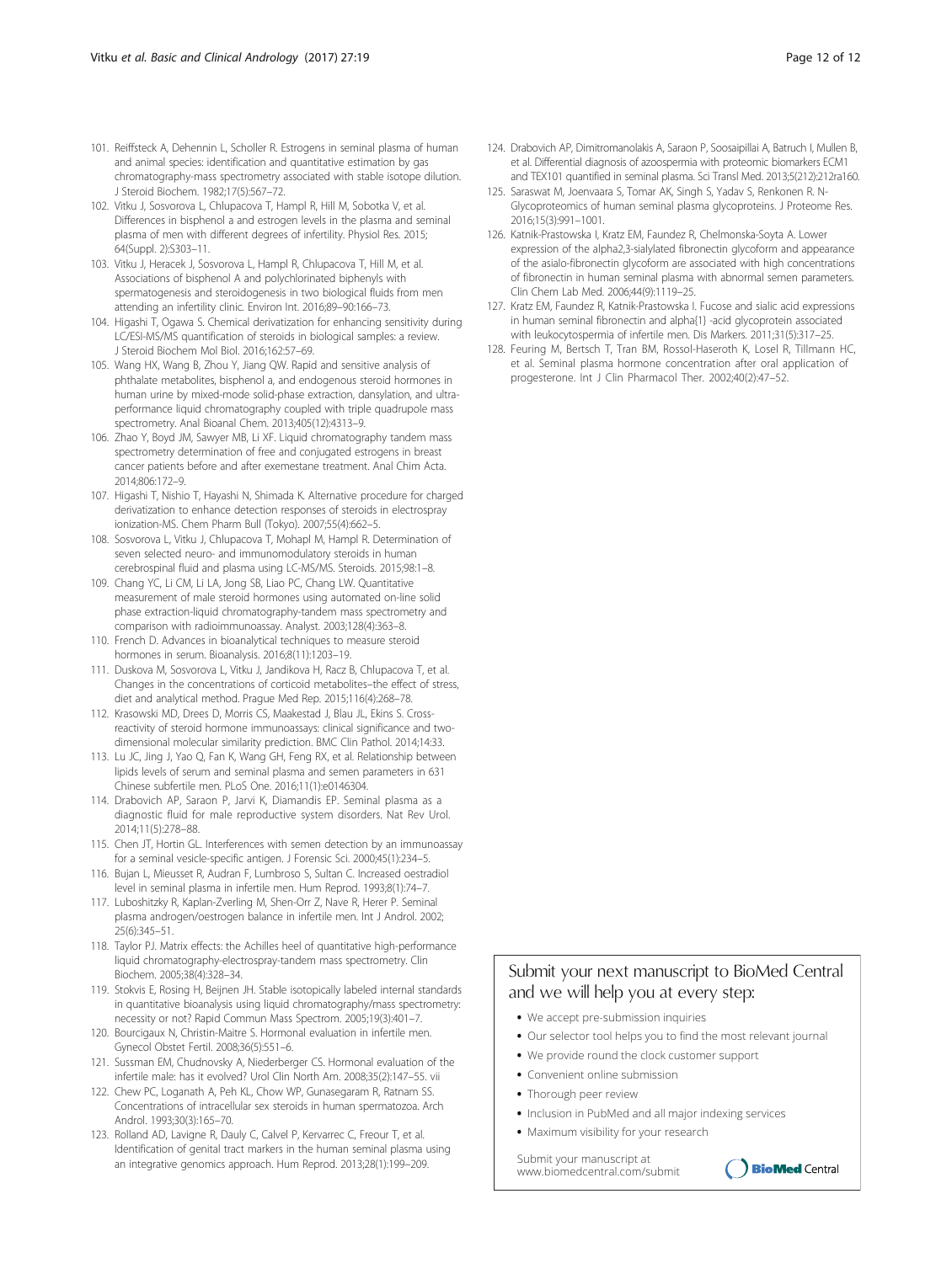101. Reiffsteck A, Dehennin L, Scholler R. Estrogens in seminal plasma of human and animal species: identification and quantitative estimation by gas chromatography-mass spectrometry associated with stable isotope dilution. J Steroid Biochem. 1982;17(5):567–72.
102. Vitku J, Sosvorova L, Chlupacova T, Hampl R, Hill M, Sobotka V, et al. Differences in bisphenol a and estrogen levels in the plasma and seminal plasma of men with different degrees of infertility. Physiol Res. 2015; 64(Suppl. 2):S303–11.
103. Vitku J, Heracek J, Sosvorova L, Hampl R, Chlupacova T, Hill M, et al. Associations of bisphenol A and polychlorinated biphenyls with spermatogenesis and steroidogenesis in two biological fluids from men attending an infertility clinic. Environ Int. 2016;89–90:166–73.
104. Higashi T, Ogawa S. Chemical derivatization for enhancing sensitivity during LC/ESI-MS/MS quantification of steroids in biological samples: a review. J Steroid Biochem Mol Biol. 2016;162:57–69.
105. Wang HX, Wang B, Zhou Y, Jiang QW. Rapid and sensitive analysis of phthalate metabolites, bisphenol a, and endogenous steroid hormones in human urine by mixed-mode solid-phase extraction, dansylation, and ultra-performance liquid chromatography coupled with triple quadrupole mass spectrometry. Anal Bioanal Chem. 2013;405(12):4313–9.
106. Zhao Y, Boyd JM, Sawyer MB, Li XF. Liquid chromatography tandem mass spectrometry determination of free and conjugated estrogens in breast cancer patients before and after exemestane treatment. Anal Chim Acta. 2014;806:172–9.
107. Higashi T, Nishio T, Hayashi N, Shimada K. Alternative procedure for charged derivatization to enhance detection responses of steroids in electrospray ionization-MS. Chem Pharm Bull (Tokyo). 2007;55(4):662–5.
108. Sosvorova L, Vitku J, Chlupacova T, Mohapl M, Hampl R. Determination of seven selected neuro- and immunomodulatory steroids in human cerebrospinal fluid and plasma using LC-MS/MS. Steroids. 2015;98:1–8.
109. Chang YC, Li CM, Li LA, Jong SB, Liao PC, Chang LW. Quantitative measurement of male steroid hormones using automated on-line solid phase extraction-liquid chromatography-tandem mass spectrometry and comparison with radioimmunoassay. Analyst. 2003;128(4):363–8.
110. French D. Advances in bioanalytical techniques to measure steroid hormones in serum. Bioanalysis. 2016;8(11):1203–19.
111. Duskova M, Sosvorova L, Vitku J, Jandikova H, Racz B, Chlupacova T, et al. Changes in the concentrations of corticoid metabolites–the effect of stress, diet and analytical method. Prague Med Rep. 2015;116(4):268–78.
112. Krasowski MD, Drees D, Morris CS, Maakestad J, Blau JL, Ekins S. Cross-reactivity of steroid hormone immunoassays: clinical significance and two-dimensional molecular similarity prediction. BMC Clin Pathol. 2014;14:33.
113. Lu JC, Jing J, Yao Q, Fan K, Wang GH, Feng RX, et al. Relationship between lipids levels of serum and seminal plasma and semen parameters in 631 Chinese subfertile men. PLoS One. 2016;11(1):e0146304.
114. Drabovich AP, Saraon P, Jarvi K, Diamandis EP. Seminal plasma as a diagnostic fluid for male reproductive system disorders. Nat Rev Urol. 2014;11(5):278–88.
115. Chen JT, Hortin GL. Interferences with semen detection by an immunoassay for a seminal vesicle-specific antigen. J Forensic Sci. 2000;45(1):234–5.
116. Bujan L, Mieusset R, Audran F, Lumbroso S, Sultan C. Increased oestradiol level in seminal plasma in infertile men. Hum Reprod. 1993;8(1):74–7.
117. Luboshitzky R, Kaplan-Zverling M, Shen-Orr Z, Nave R, Herer P. Seminal plasma androgen/oestrogen balance in infertile men. Int J Androl. 2002; 25(6):345–51.
118. Taylor PJ. Matrix effects: the Achilles heel of quantitative high-performance liquid chromatography-electrospray-tandem mass spectrometry. Clin Biochem. 2005;38(4):328–34.
119. Stokvis E, Rosing H, Beijnen JH. Stable isotopically labeled internal standards in quantitative bioanalysis using liquid chromatography/mass spectrometry: necessity or not? Rapid Commun Mass Spectrom. 2005;19(3):401–7.
120. Bourcigaux N, Christin-Maitre S. Hormonal evaluation in infertile men. Gynecol Obstet Fertil. 2008;36(5):551–6.
121. Sussman EM, Chudnovsky A, Niederberger CS. Hormonal evaluation of the infertile male: has it evolved? Urol Clin North Am. 2008;35(2):147–55. vii
122. Chew PC, Loganath A, Peh KL, Chow WP, Gunasegaram R, Ratnam SS. Concentrations of intracellular sex steroids in human spermatozoa. Arch Androl. 1993;30(3):165–70.
123. Rolland AD, Lavigne R, Dauly C, Calvel P, Kervarrec C, Freour T, et al. Identification of genital tract markers in the human seminal plasma using an integrative genomics approach. Hum Reprod. 2013;28(1):199–209.
124. Drabovich AP, Dimitromanolakis A, Saraon P, Soosaipillai A, Batruch I, Mullen B, et al. Differential diagnosis of azoospermia with proteomic biomarkers ECM1 and TEX101 quantified in seminal plasma. Sci Transl Med. 2013;5(212):212ra160.
125. Saraswat M, Joenvaara S, Tomar AK, Singh S, Yadav S, Renkonen R. N-Glycoproteomics of human seminal plasma glycoproteins. J Proteome Res. 2016;15(3):991–1001.
126. Katnik-Prastowska I, Kratz EM, Faundez R, Chelmonska-Soyta A. Lower expression of the alpha2,3-sialylated fibronectin glycoform and appearance of the asialo-fibronectin glycoform are associated with high concentrations of fibronectin in human seminal plasma with abnormal semen parameters. Clin Chem Lab Med. 2006;44(9):1119–25.
127. Kratz EM, Faundez R, Katnik-Prastowska I. Fucose and sialic acid expressions in human seminal fibronectin and alpha(1) -acid glycoprotein associated with leukocytospermia of infertile men. Dis Markers. 2011;31(5):317–25.
128. Feuring M, Bertsch T, Tran BM, Rossol-Haseroth K, Losel R, Tillmann HC, et al. Seminal plasma hormone concentration after oral application of progesterone. Int J Clin Pharmacol Ther. 2002;40(2):47–52.

Submit your next manuscript to BioMed Central and we will help you at every step:

- We accept pre-submission inquiries
- Our selector tool helps you to find the most relevant journal
- We provide round the clock customer support
- Convenient online submission
- Thorough peer review
- Inclusion in PubMed and all major indexing services
- Maximum visibility for your research

Submit your manuscript at www.biomedcentral.com/submit

BioMed Central